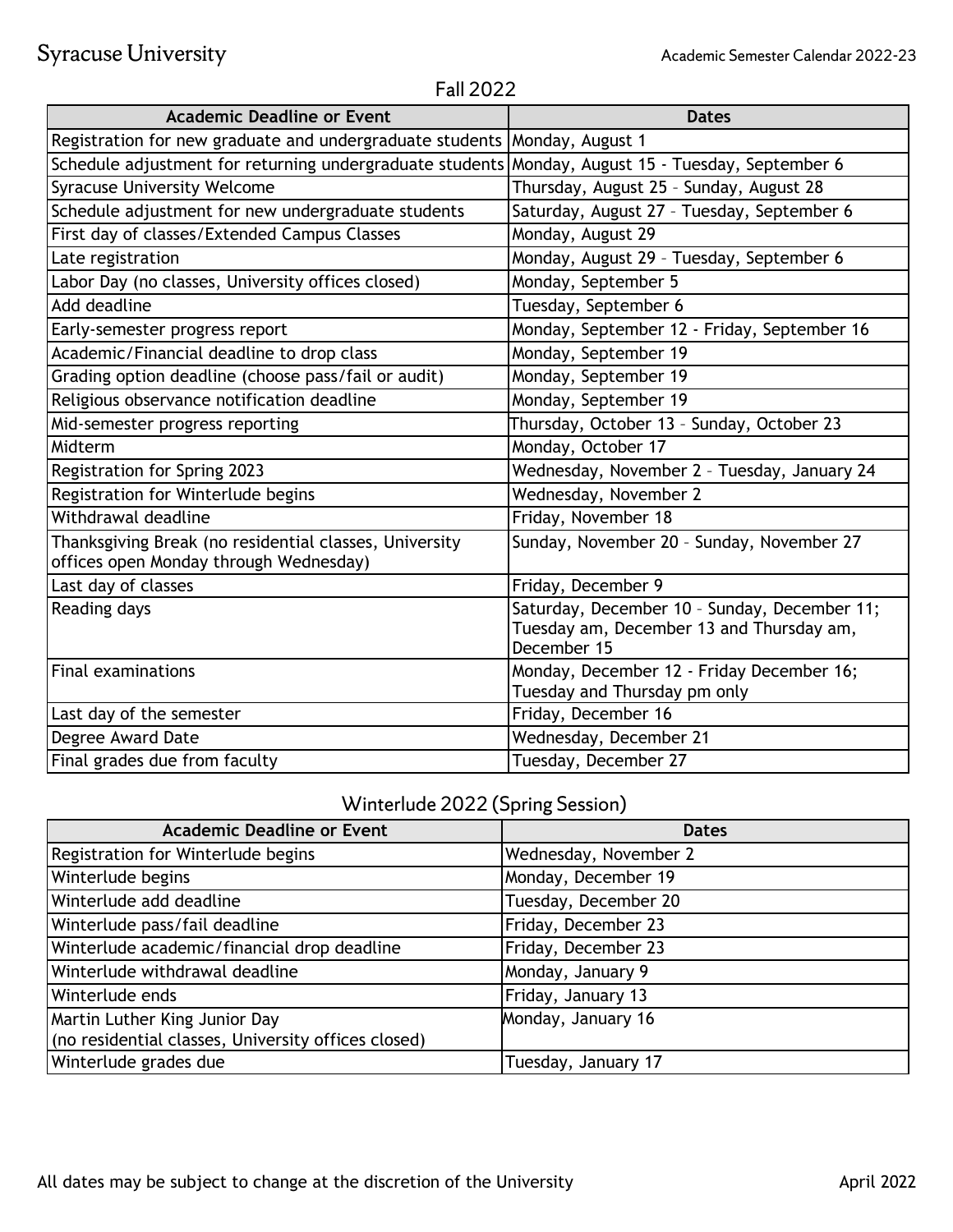# Syracuse University

Academic Semester Calendar 2022-23

## Fall 2022

| Academic Deadline or Event | Dates |
|---|---|
| Registration for new graduate and undergraduate students | Monday, August 1 |
| Schedule adjustment for returning undergraduate students | Monday, August 15 - Tuesday, September 6 |
| Syracuse University Welcome | Thursday, August 25 – Sunday, August 28 |
| Schedule adjustment for new undergraduate students | Saturday, August 27 – Tuesday, September 6 |
| First day of classes/Extended Campus Classes | Monday, August 29 |
| Late registration | Monday, August 29 – Tuesday, September 6 |
| Labor Day (no classes, University offices closed) | Monday, September 5 |
| Add deadline | Tuesday, September 6 |
| Early-semester progress report | Monday, September 12 - Friday, September 16 |
| Academic/Financial deadline to drop class | Monday, September 19 |
| Grading option deadline (choose pass/fail or audit) | Monday, September 19 |
| Religious observance notification deadline | Monday, September 19 |
| Mid-semester progress reporting | Thursday, October 13 – Sunday, October 23 |
| Midterm | Monday, October 17 |
| Registration for Spring 2023 | Wednesday, November 2 – Tuesday, January 24 |
| Registration for Winterlude begins | Wednesday, November 2 |
| Withdrawal deadline | Friday, November 18 |
| Thanksgiving Break (no residential classes, University offices open Monday through Wednesday) | Sunday, November 20 – Sunday, November 27 |
| Last day of classes | Friday, December 9 |
| Reading days | Saturday, December 10 – Sunday, December 11; Tuesday am, December 13 and Thursday am, December 15 |
| Final examinations | Monday, December 12 - Friday December 16; Tuesday and Thursday pm only |
| Last day of the semester | Friday, December 16 |
| Degree Award Date | Wednesday, December 21 |
| Final grades due from faculty | Tuesday, December 27 |

## Winterlude 2022 (Spring Session)

| Academic Deadline or Event | Dates |
|---|---|
| Registration for Winterlude begins | Wednesday, November 2 |
| Winterlude begins | Monday, December 19 |
| Winterlude add deadline | Tuesday, December 20 |
| Winterlude pass/fail deadline | Friday, December 23 |
| Winterlude academic/financial drop deadline | Friday, December 23 |
| Winterlude withdrawal deadline | Monday, January 9 |
| Winterlude ends | Friday, January 13 |
| Martin Luther King Junior Day (no residential classes, University offices closed) | Monday, January 16 |
| Winterlude grades due | Tuesday, January 17 |

All dates may be subject to change at the discretion of the University

April 2022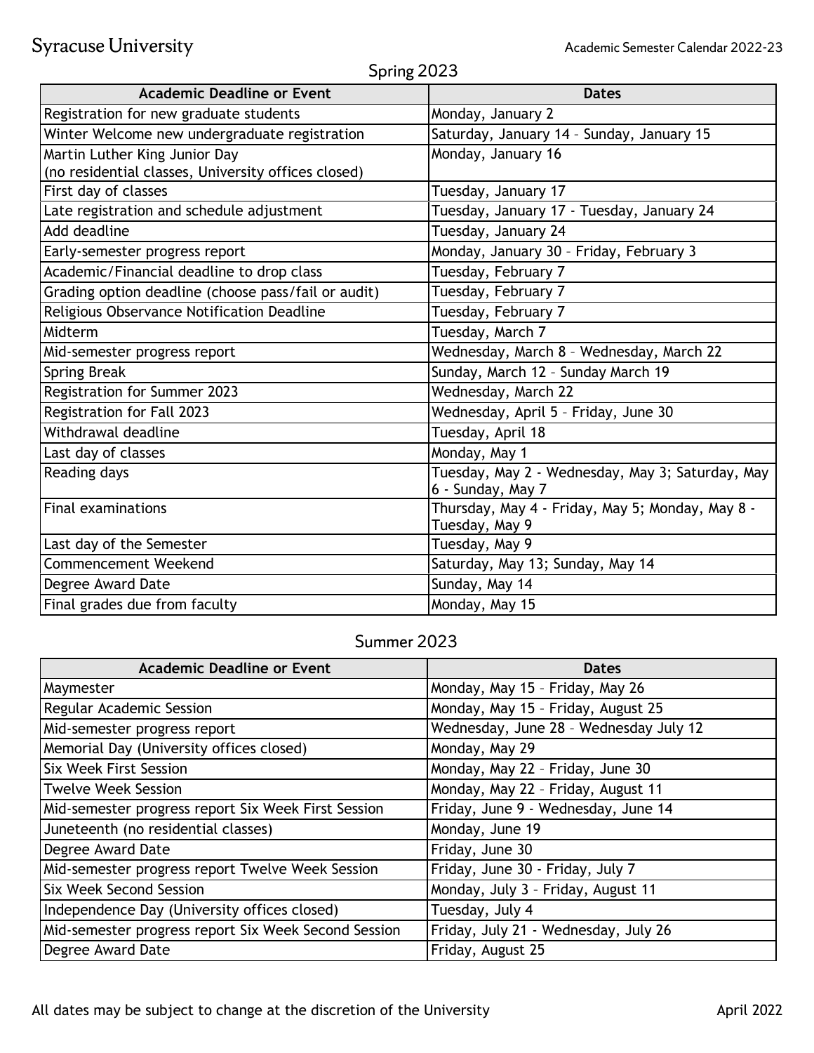# Syracuse University

Academic Semester Calendar 2022-23

## Spring 2023

| Academic Deadline or Event | Dates |
| --- | --- |
| Registration for new graduate students | Monday, January 2 |
| Winter Welcome new undergraduate registration | Saturday, January 14 – Sunday, January 15 |
| Martin Luther King Junior Day (no residential classes, University offices closed) | Monday, January 16 |
| First day of classes | Tuesday, January 17 |
| Late registration and schedule adjustment | Tuesday, January 17 - Tuesday, January 24 |
| Add deadline | Tuesday, January 24 |
| Early-semester progress report | Monday, January 30 – Friday, February 3 |
| Academic/Financial deadline to drop class | Tuesday, February 7 |
| Grading option deadline (choose pass/fail or audit) | Tuesday, February 7 |
| Religious Observance Notification Deadline | Tuesday, February 7 |
| Midterm | Tuesday, March 7 |
| Mid-semester progress report | Wednesday, March 8 – Wednesday, March 22 |
| Spring Break | Sunday, March 12 – Sunday March 19 |
| Registration for Summer 2023 | Wednesday, March 22 |
| Registration for Fall 2023 | Wednesday, April 5 – Friday, June 30 |
| Withdrawal deadline | Tuesday, April 18 |
| Last day of classes | Monday, May 1 |
| Reading days | Tuesday, May 2 - Wednesday, May 3; Saturday, May 6 - Sunday, May 7 |
| Final examinations | Thursday, May 4 - Friday, May 5; Monday, May 8 - Tuesday, May 9 |
| Last day of the Semester | Tuesday, May 9 |
| Commencement Weekend | Saturday, May 13; Sunday, May 14 |
| Degree Award Date | Sunday, May 14 |
| Final grades due from faculty | Monday, May 15 |

## Summer 2023

| Academic Deadline or Event | Dates |
| --- | --- |
| Maymester | Monday, May 15 – Friday, May 26 |
| Regular Academic Session | Monday, May 15 – Friday, August 25 |
| Mid-semester progress report | Wednesday, June 28 – Wednesday July 12 |
| Memorial Day (University offices closed) | Monday, May 29 |
| Six Week First Session | Monday, May 22 – Friday, June 30 |
| Twelve Week Session | Monday, May 22 – Friday, August 11 |
| Mid-semester progress report Six Week First Session | Friday, June 9 - Wednesday, June 14 |
| Juneteenth (no residential classes) | Monday, June 19 |
| Degree Award Date | Friday, June 30 |
| Mid-semester progress report Twelve Week Session | Friday, June 30 - Friday, July 7 |
| Six Week Second Session | Monday, July 3 – Friday, August 11 |
| Independence Day (University offices closed) | Tuesday, July 4 |
| Mid-semester progress report Six Week Second Session | Friday, July 21 - Wednesday, July 26 |
| Degree Award Date | Friday, August 25 |

All dates may be subject to change at the discretion of the University

April 2022